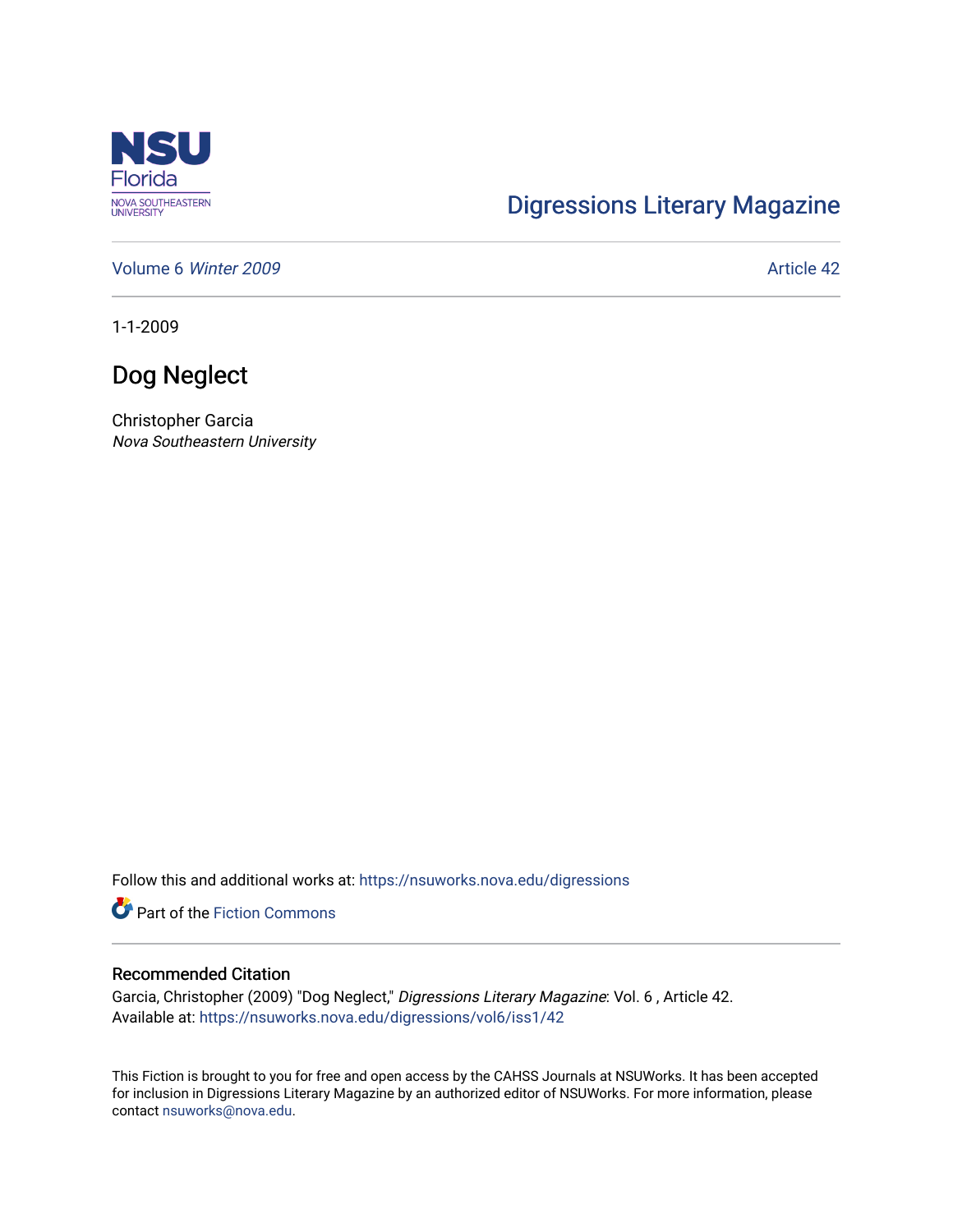Digressions Literary Magazine

Volume 6 *Winter 2009* Article 42

1-1-2009

# Dog Neglect

Christopher Garcia
*Nova Southeastern University*

Follow this and additional works at: https://nsuworks.nova.edu/digressions

Part of the Fiction Commons

## Recommended Citation

Garcia, Christopher (2009) "Dog Neglect," *Digressions Literary Magazine*: Vol. 6 , Article 42.
Available at: https://nsuworks.nova.edu/digressions/vol6/iss1/42

This Fiction is brought to you for free and open access by the CAHSS Journals at NSUWorks. It has been accepted for inclusion in Digressions Literary Magazine by an authorized editor of NSUWorks. For more information, please contact nsuworks@nova.edu.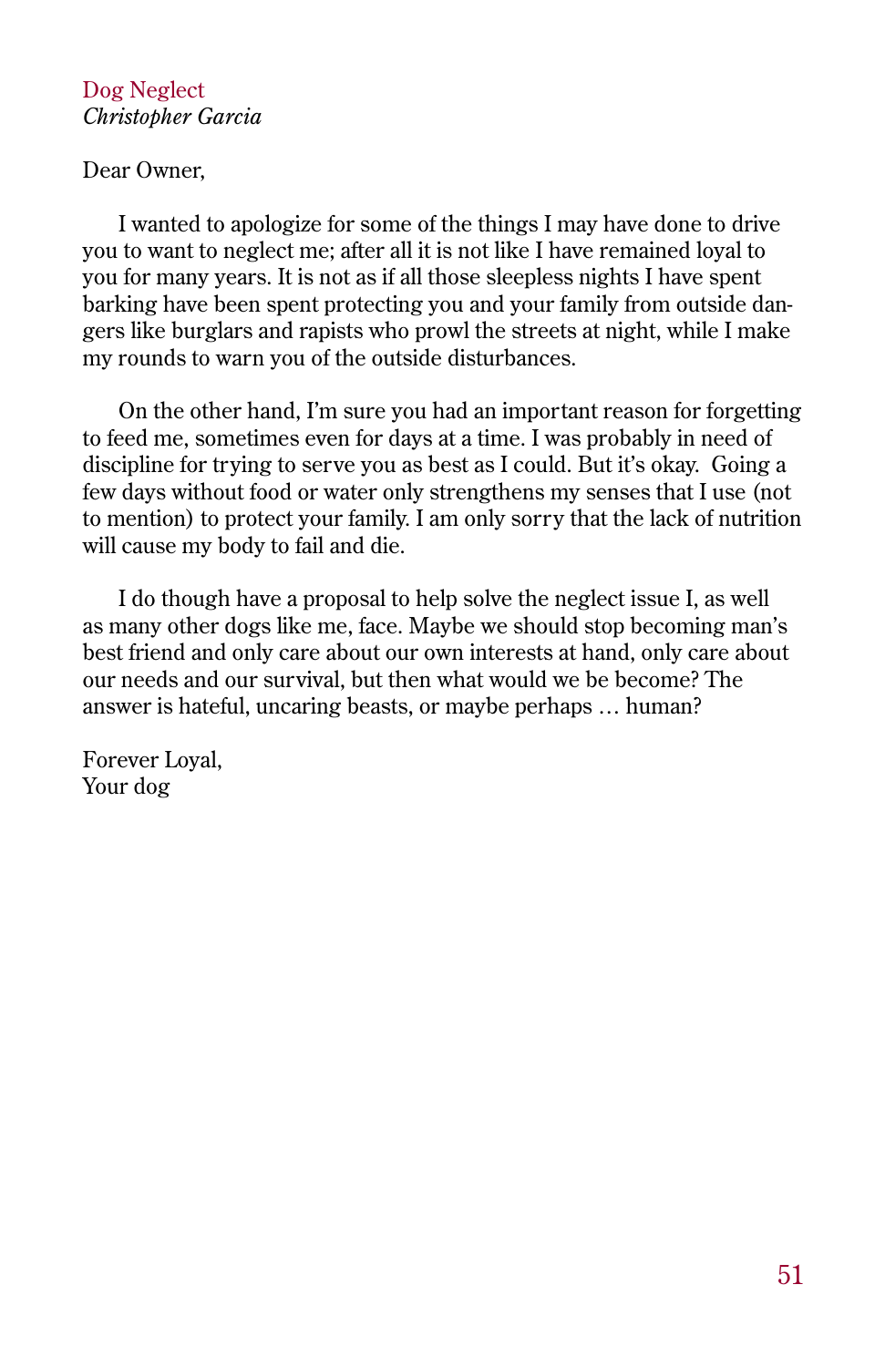# Dog Neglect

*Christopher Garcia*

Dear Owner,

I wanted to apologize for some of the things I may have done to drive you to want to neglect me; after all it is not like I have remained loyal to you for many years. It is not as if all those sleepless nights I have spent barking have been spent protecting you and your family from outside dangers like burglars and rapists who prowl the streets at night, while I make my rounds to warn you of the outside disturbances.

On the other hand, I'm sure you had an important reason for forgetting to feed me, sometimes even for days at a time. I was probably in need of discipline for trying to serve you as best as I could. But it's okay. Going a few days without food or water only strengthens my senses that I use (not to mention) to protect your family. I am only sorry that the lack of nutrition will cause my body to fail and die.

I do though have a proposal to help solve the neglect issue I, as well as many other dogs like me, face. Maybe we should stop becoming man's best friend and only care about our own interests at hand, only care about our needs and our survival, but then what would we be become? The answer is hateful, uncaring beasts, or maybe perhaps … human?

Forever Loyal,
Your dog